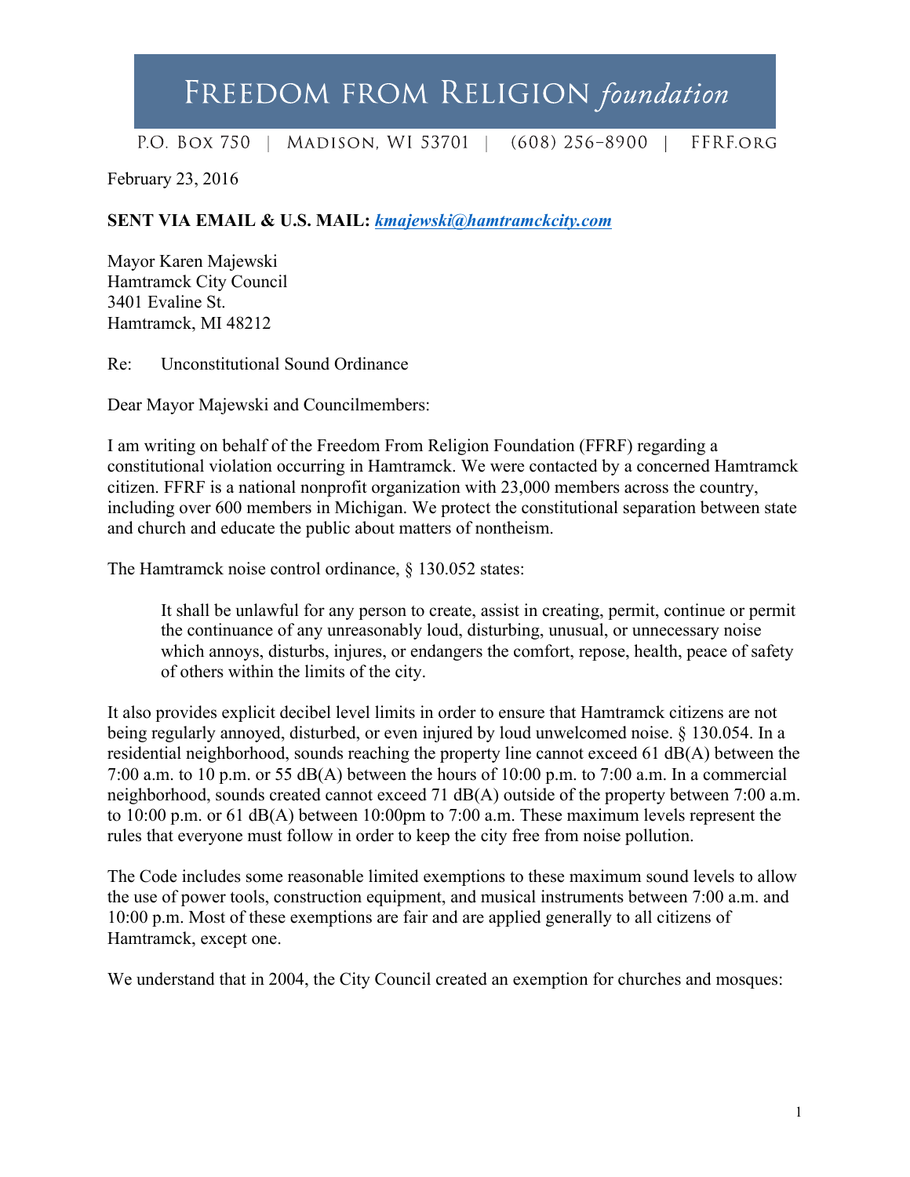# FREEDOM FROM RELIGION *foundation*

P.O. BOX 750 | MADISON, WI 53701 | (608) 256-8900 | FFRF.ORG

February 23, 2016

**SENT VIA EMAIL & U.S. MAIL:** ***kmajewski@hamtramckcity.com***

Mayor Karen Majewski
Hamtramck City Council
3401 Evaline St.
Hamtramck, MI 48212

Re: Unconstitutional Sound Ordinance

Dear Mayor Majewski and Councilmembers:

I am writing on behalf of the Freedom From Religion Foundation (FFRF) regarding a constitutional violation occurring in Hamtramck. We were contacted by a concerned Hamtramck citizen. FFRF is a national nonprofit organization with 23,000 members across the country, including over 600 members in Michigan. We protect the constitutional separation between state and church and educate the public about matters of nontheism.

The Hamtramck noise control ordinance, § 130.052 states:

> It shall be unlawful for any person to create, assist in creating, permit, continue or permit the continuance of any unreasonably loud, disturbing, unusual, or unnecessary noise which annoys, disturbs, injures, or endangers the comfort, repose, health, peace of safety of others within the limits of the city.

It also provides explicit decibel level limits in order to ensure that Hamtramck citizens are not being regularly annoyed, disturbed, or even injured by loud unwelcomed noise. § 130.054. In a residential neighborhood, sounds reaching the property line cannot exceed 61 dB(A) between the 7:00 a.m. to 10 p.m. or 55 dB(A) between the hours of 10:00 p.m. to 7:00 a.m. In a commercial neighborhood, sounds created cannot exceed 71 dB(A) outside of the property between 7:00 a.m. to 10:00 p.m. or 61 dB(A) between 10:00pm to 7:00 a.m. These maximum levels represent the rules that everyone must follow in order to keep the city free from noise pollution.

The Code includes some reasonable limited exemptions to these maximum sound levels to allow the use of power tools, construction equipment, and musical instruments between 7:00 a.m. and 10:00 p.m. Most of these exemptions are fair and are applied generally to all citizens of Hamtramck, except one.

We understand that in 2004, the City Council created an exemption for churches and mosques: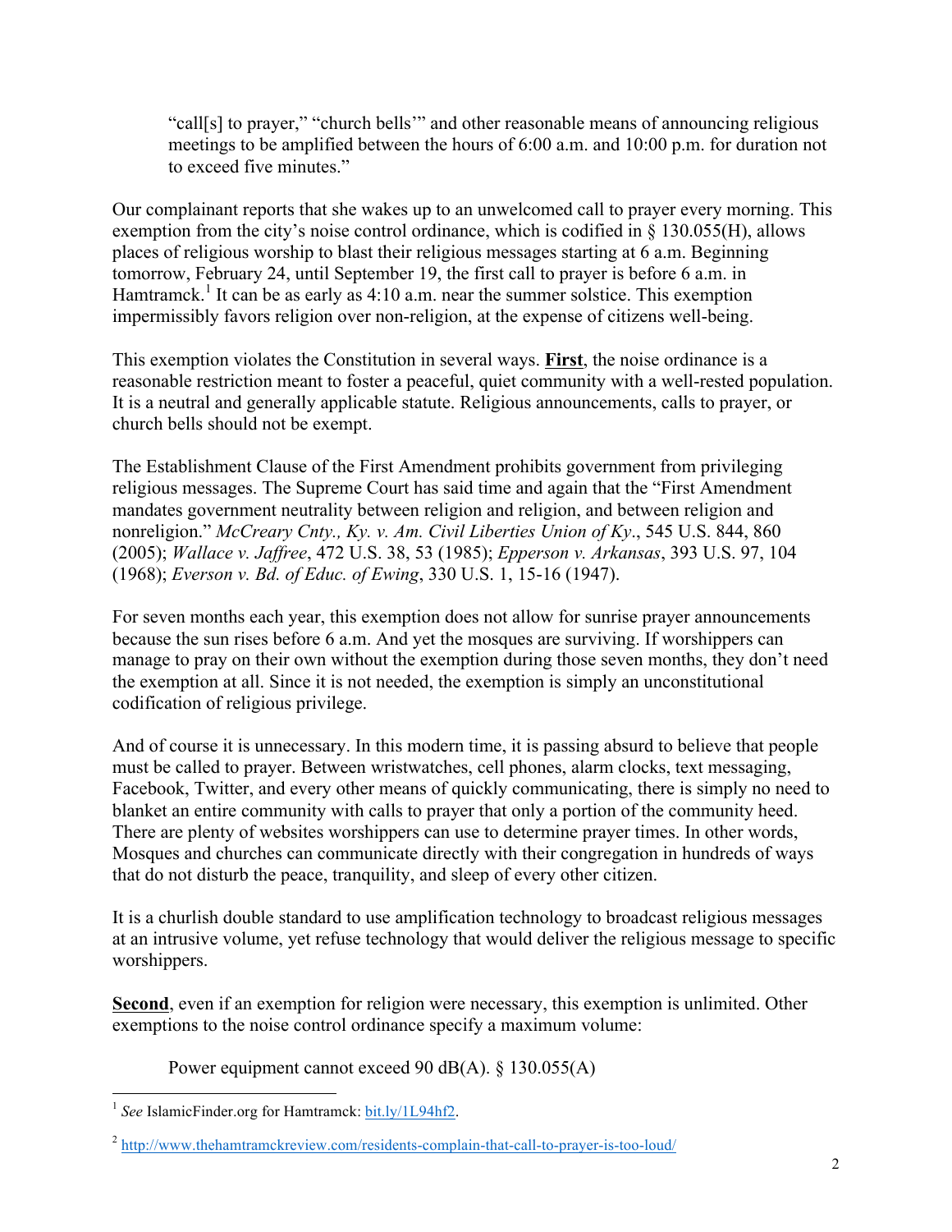> "call[s] to prayer," "church bells'" and other reasonable means of announcing religious meetings to be amplified between the hours of 6:00 a.m. and 10:00 p.m. for duration not to exceed five minutes."

Our complainant reports that she wakes up to an unwelcomed call to prayer every morning. This exemption from the city's noise control ordinance, which is codified in § 130.055(H), allows places of religious worship to blast their religious messages starting at 6 a.m. Beginning tomorrow, February 24, until September 19, the first call to prayer is before 6 a.m. in Hamtramck.[1] It can be as early as 4:10 a.m. near the summer solstice. This exemption impermissibly favors religion over non-religion, at the expense of citizens well-being.

This exemption violates the Constitution in several ways. **First**, the noise ordinance is a reasonable restriction meant to foster a peaceful, quiet community with a well-rested population. It is a neutral and generally applicable statute. Religious announcements, calls to prayer, or church bells should not be exempt.

The Establishment Clause of the First Amendment prohibits government from privileging religious messages. The Supreme Court has said time and again that the "First Amendment mandates government neutrality between religion and religion, and between religion and nonreligion." *McCreary Cnty., Ky. v. Am. Civil Liberties Union of Ky*., 545 U.S. 844, 860 (2005); *Wallace v. Jaffree*, 472 U.S. 38, 53 (1985); *Epperson v. Arkansas*, 393 U.S. 97, 104 (1968); *Everson v. Bd. of Educ. of Ewing*, 330 U.S. 1, 15-16 (1947).

For seven months each year, this exemption does not allow for sunrise prayer announcements because the sun rises before 6 a.m. And yet the mosques are surviving. If worshippers can manage to pray on their own without the exemption during those seven months, they don't need the exemption at all. Since it is not needed, the exemption is simply an unconstitutional codification of religious privilege.

And of course it is unnecessary. In this modern time, it is passing absurd to believe that people must be called to prayer. Between wristwatches, cell phones, alarm clocks, text messaging, Facebook, Twitter, and every other means of quickly communicating, there is simply no need to blanket an entire community with calls to prayer that only a portion of the community heed. There are plenty of websites worshippers can use to determine prayer times. In other words, Mosques and churches can communicate directly with their congregation in hundreds of ways that do not disturb the peace, tranquility, and sleep of every other citizen.

It is a churlish double standard to use amplification technology to broadcast religious messages at an intrusive volume, yet refuse technology that would deliver the religious message to specific worshippers.

**Second**, even if an exemption for religion were necessary, this exemption is unlimited. Other exemptions to the noise control ordinance specify a maximum volume:

> Power equipment cannot exceed 90 dB(A). § 130.055(A)

---

[1] *See* IslamicFinder.org for Hamtramck: bit.ly/1L94hf2.

[2] http://www.thehamtramckreview.com/residents-complain-that-call-to-prayer-is-too-loud/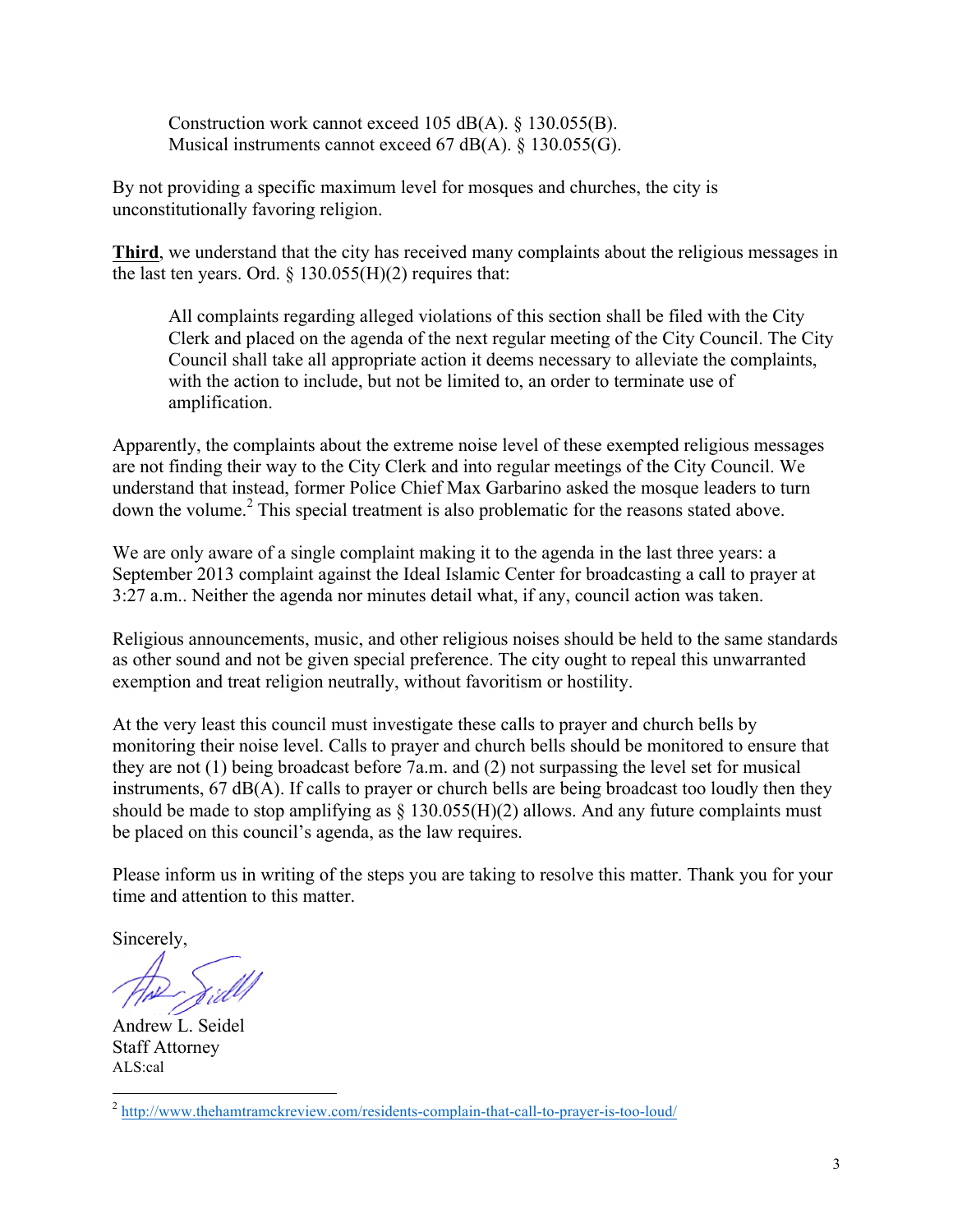Construction work cannot exceed 105 dB(A). § 130.055(B).
Musical instruments cannot exceed 67 dB(A). § 130.055(G).

By not providing a specific maximum level for mosques and churches, the city is unconstitutionally favoring religion.

**Third**, we understand that the city has received many complaints about the religious messages in the last ten years. Ord. § 130.055(H)(2) requires that:

> All complaints regarding alleged violations of this section shall be filed with the City Clerk and placed on the agenda of the next regular meeting of the City Council. The City Council shall take all appropriate action it deems necessary to alleviate the complaints, with the action to include, but not be limited to, an order to terminate use of amplification.

Apparently, the complaints about the extreme noise level of these exempted religious messages are not finding their way to the City Clerk and into regular meetings of the City Council. We understand that instead, former Police Chief Max Garbarino asked the mosque leaders to turn down the volume.[2] This special treatment is also problematic for the reasons stated above.

We are only aware of a single complaint making it to the agenda in the last three years: a September 2013 complaint against the Ideal Islamic Center for broadcasting a call to prayer at 3:27 a.m.. Neither the agenda nor minutes detail what, if any, council action was taken.

Religious announcements, music, and other religious noises should be held to the same standards as other sound and not be given special preference. The city ought to repeal this unwarranted exemption and treat religion neutrally, without favoritism or hostility.

At the very least this council must investigate these calls to prayer and church bells by monitoring their noise level. Calls to prayer and church bells should be monitored to ensure that they are not (1) being broadcast before 7a.m. and (2) not surpassing the level set for musical instruments, 67 dB(A). If calls to prayer or church bells are being broadcast too loudly then they should be made to stop amplifying as § 130.055(H)(2) allows. And any future complaints must be placed on this council's agenda, as the law requires.

Please inform us in writing of the steps you are taking to resolve this matter. Thank you for your time and attention to this matter.

Sincerely,

Andrew L. Seidel
Staff Attorney
ALS:cal

---

[2] http://www.thehamtramckreview.com/residents-complain-that-call-to-prayer-is-too-loud/